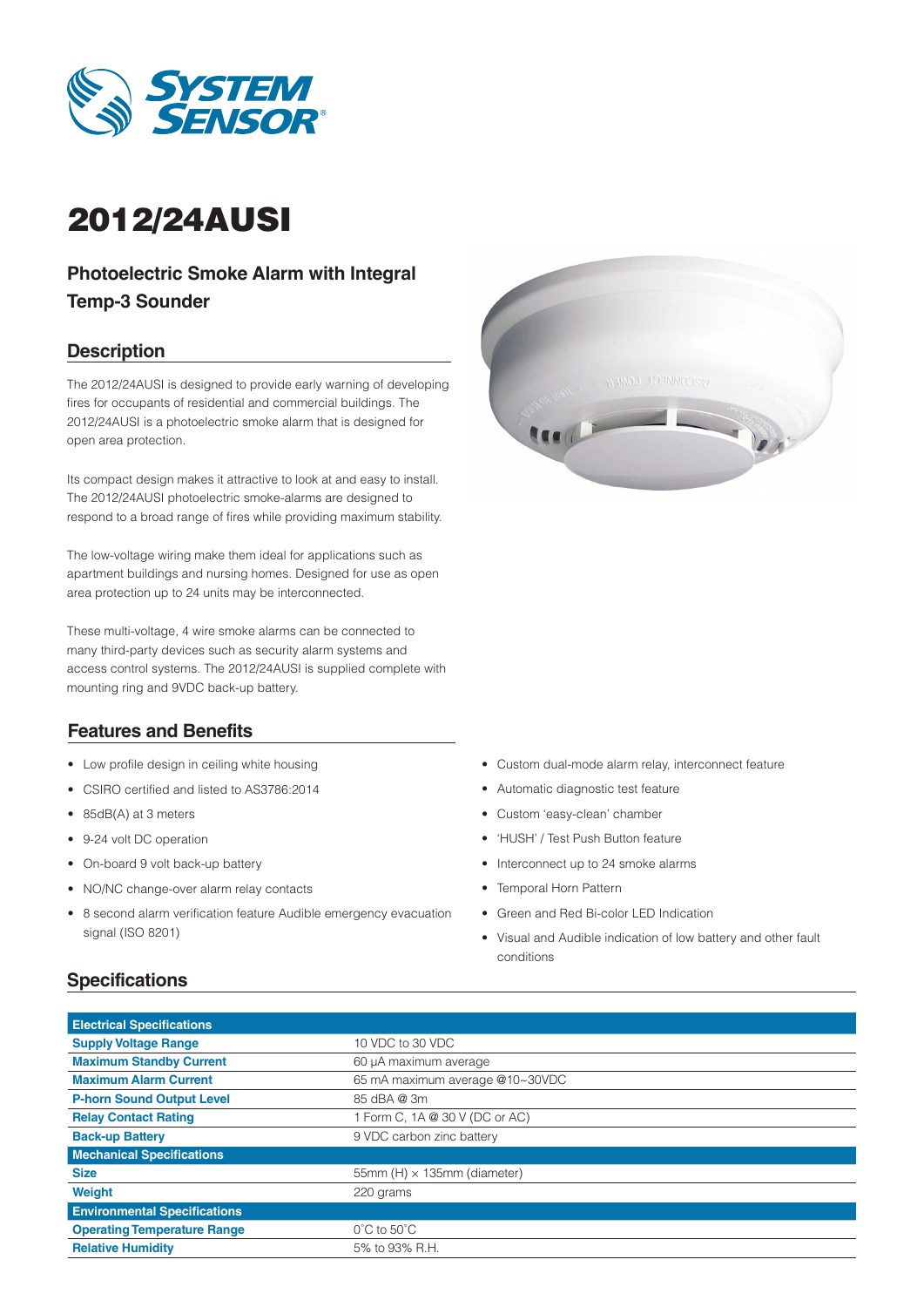# 2012/24AUSI

## Photoelectric Smoke Alarm with Integral Temp-3 Sounder

### Description

The 2012/24AUSI is designed to provide early warning of developing fires for occupants of residential and commercial buildings. The 2012/24AUSI is a photoelectric smoke alarm that is designed for open area protection.

Its compact design makes it attractive to look at and easy to install. The 2012/24AUSI photoelectric smoke-alarms are designed to respond to a broad range of fires while providing maximum stability.

The low-voltage wiring make them ideal for applications such as apartment buildings and nursing homes. Designed for use as open area protection up to 24 units may be interconnected.

These multi-voltage, 4 wire smoke alarms can be connected to many third-party devices such as security alarm systems and access control systems. The 2012/24AUSI is supplied complete with mounting ring and 9VDC back-up battery.

### Features and Benefits

- Low profile design in ceiling white housing
- CSIRO certified and listed to AS3786:2014
- 85dB(A) at 3 meters
- 9-24 volt DC operation
- On-board 9 volt back-up battery
- NO/NC change-over alarm relay contacts
- 8 second alarm verification feature Audible emergency evacuation signal (ISO 8201)
- Custom dual-mode alarm relay, interconnect feature
- Automatic diagnostic test feature
- Custom 'easy-clean' chamber
- 'HUSH' / Test Push Button feature
- Interconnect up to 24 smoke alarms
- Temporal Horn Pattern
- Green and Red Bi-color LED Indication
- Visual and Audible indication of low battery and other fault conditions

### Specifications

| **Electrical Specifications** | |
|---|---|
| **Supply Voltage Range** | 10 VDC to 30 VDC |
| **Maximum Standby Current** | 60 µA maximum average |
| **Maximum Alarm Current** | 65 mA maximum average @10~30VDC |
| **P-horn Sound Output Level** | 85 dBA @ 3m |
| **Relay Contact Rating** | 1 Form C, 1A @ 30 V (DC or AC) |
| **Back-up Battery** | 9 VDC carbon zinc battery |
| **Mechanical Specifications** | |
| **Size** | 55mm (H) × 135mm (diameter) |
| **Weight** | 220 grams |
| **Environmental Specifications** | |
| **Operating Temperature Range** | 0˚C to 50˚C |
| **Relative Humidity** | 5% to 93% R.H. |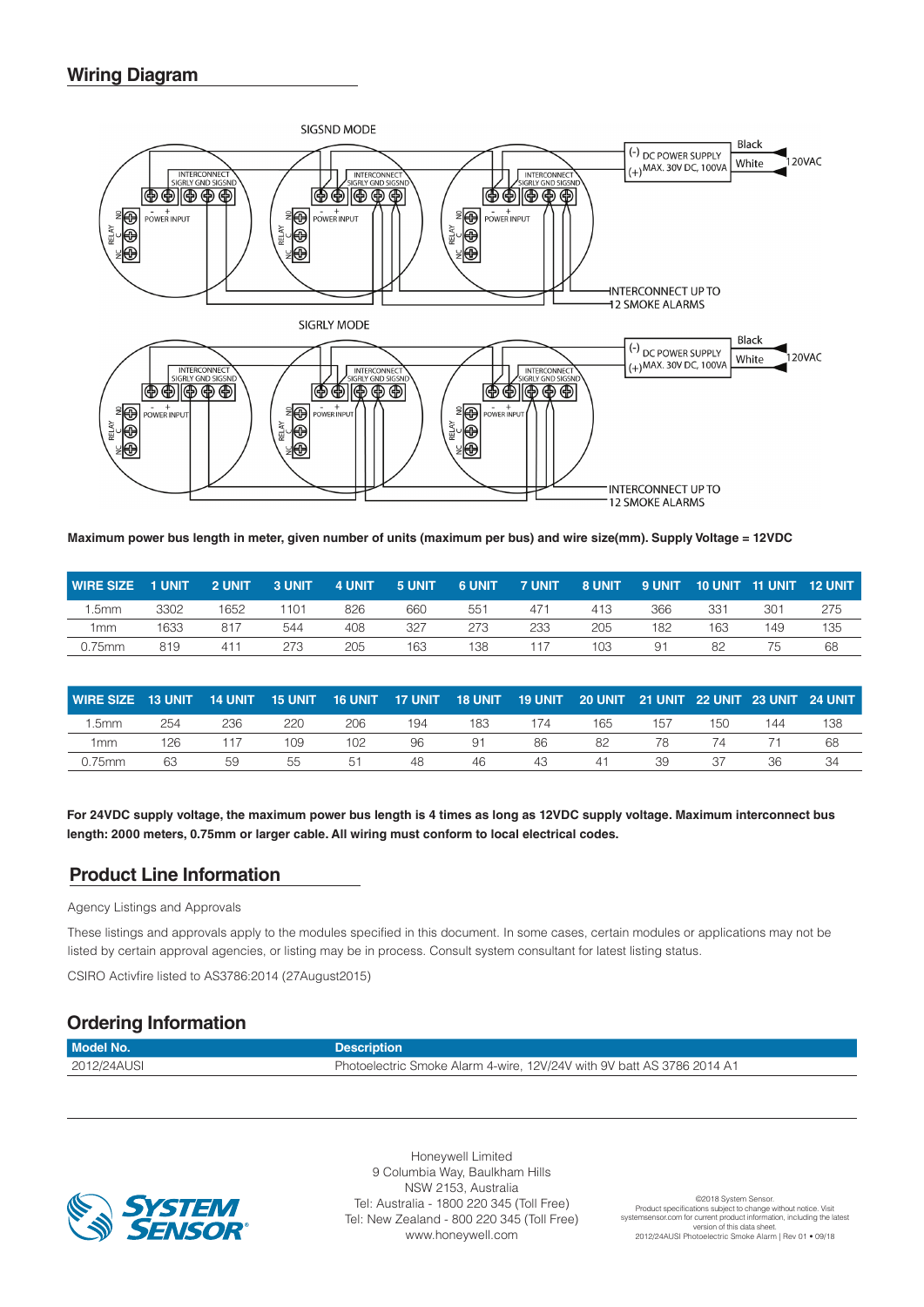## Wiring Diagram

SIGSND MODE

INTERCONNECT
SIGRLY GND SIGSND

POWER INPUT

RELAY
NO
C
NC

(-) DC POWER SUPPLY
(+) MAX. 30V DC, 100VA

Black
White
120VAC

INTERCONNECT UP TO
12 SMOKE ALARMS

SIGRLY MODE

INTERCONNECT
SIGRLY GND SIGSND

POWER INPUT

RELAY
NO
C
NC

(-) DC POWER SUPPLY
(+) MAX. 30V DC, 100VA

Black
White
120VAC

INTERCONNECT UP TO
12 SMOKE ALARMS

**Maximum power bus length in meter, given number of units (maximum per bus) and wire size(mm). Supply Voltage = 12VDC**

| WIRE SIZE | 1 UNIT | 2 UNIT | 3 UNIT | 4 UNIT | 5 UNIT | 6 UNIT | 7 UNIT | 8 UNIT | 9 UNIT | 10 UNIT | 11 UNIT | 12 UNIT |
|---|---|---|---|---|---|---|---|---|---|---|---|---|
| 1.5mm | 3302 | 1652 | 1101 | 826 | 660 | 551 | 471 | 413 | 366 | 331 | 301 | 275 |
| 1mm | 1633 | 817 | 544 | 408 | 327 | 273 | 233 | 205 | 182 | 163 | 149 | 135 |
| 0.75mm | 819 | 411 | 273 | 205 | 163 | 138 | 117 | 103 | 91 | 82 | 75 | 68 |

| WIRE SIZE | 13 UNIT | 14 UNIT | 15 UNIT | 16 UNIT | 17 UNIT | 18 UNIT | 19 UNIT | 20 UNIT | 21 UNIT | 22 UNIT | 23 UNIT | 24 UNIT |
|---|---|---|---|---|---|---|---|---|---|---|---|---|
| 1.5mm | 254 | 236 | 220 | 206 | 194 | 183 | 174 | 165 | 157 | 150 | 144 | 138 |
| 1mm | 126 | 117 | 109 | 102 | 96 | 91 | 86 | 82 | 78 | 74 | 71 | 68 |
| 0.75mm | 63 | 59 | 55 | 51 | 48 | 46 | 43 | 41 | 39 | 37 | 36 | 34 |

**For 24VDC supply voltage, the maximum power bus length is 4 times as long as 12VDC supply voltage. Maximum interconnect bus length: 2000 meters, 0.75mm or larger cable. All wiring must conform to local electrical codes.**

## Product Line Information

Agency Listings and Approvals

These listings and approvals apply to the modules specified in this document. In some cases, certain modules or applications may not be listed by certain approval agencies, or listing may be in process. Consult system consultant for latest listing status.

CSIRO Activfire listed to AS3786:2014 (27August2015)

## Ordering Information

| Model No. | Description |
|---|---|
| 2012/24AUSI | Photoelectric Smoke Alarm 4-wire, 12V/24V with 9V batt AS 3786 2014 A1 |

SYSTEM SENSOR®

Honeywell Limited
9 Columbia Way, Baulkham Hills
NSW 2153, Australia
Tel: Australia - 1800 220 345 (Toll Free)
Tel: New Zealand - 800 220 345 (Toll Free)
www.honeywell.com

©2018 System Sensor.
Product specifications subject to change without notice. Visit systemsensor.com for current product information, including the latest version of this data sheet.
2012/24AUSI Photoelectric Smoke Alarm | Rev 01 • 09/18